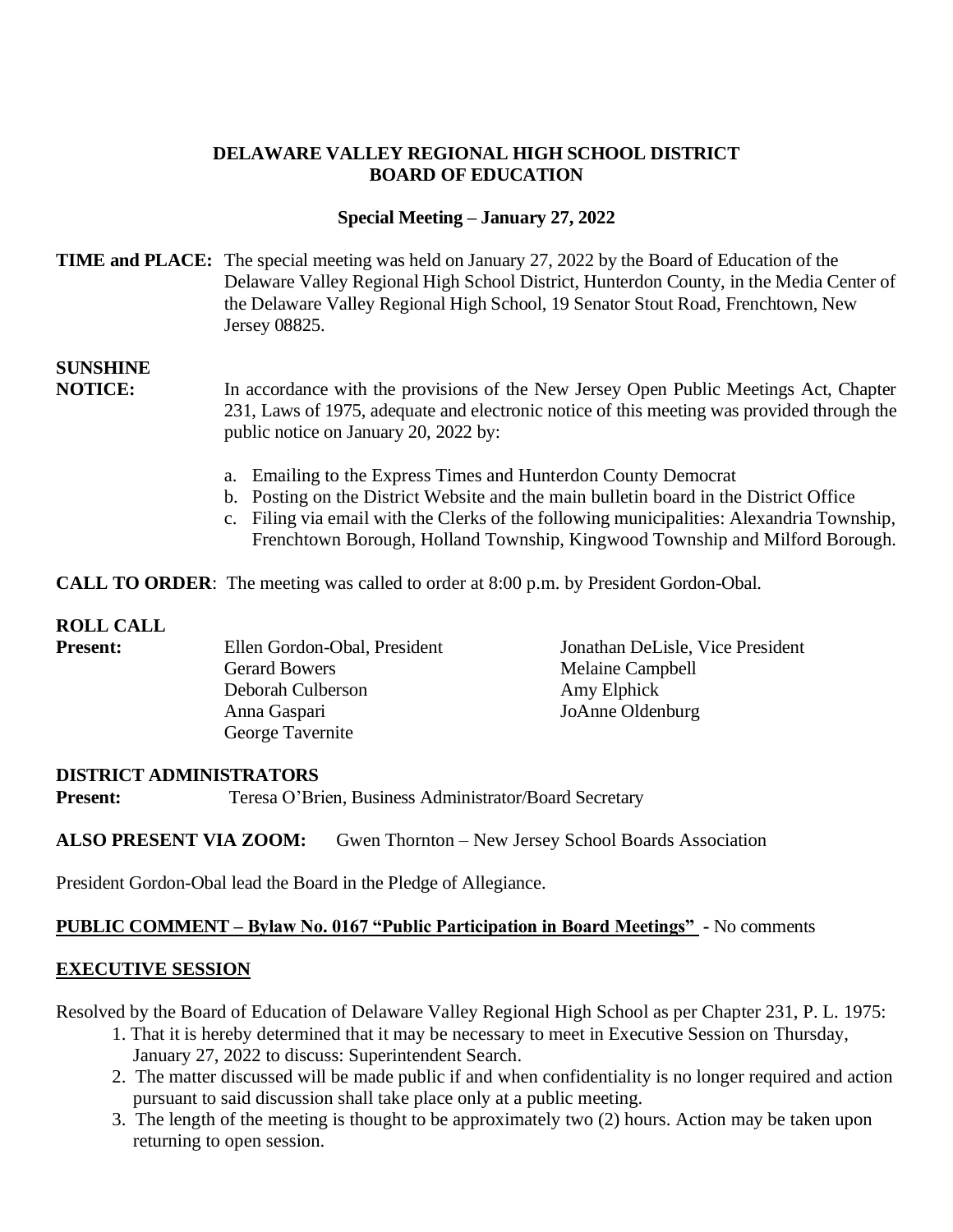**DELAWARE VALLEY REGIONAL HIGH SCHOOL DISTRICT**
**BOARD OF EDUCATION**

**Special Meeting – January 27, 2022**

**TIME and PLACE:** The special meeting was held on January 27, 2022 by the Board of Education of the Delaware Valley Regional High School District, Hunterdon County, in the Media Center of the Delaware Valley Regional High School, 19 Senator Stout Road, Frenchtown, New Jersey 08825.

**SUNSHINE NOTICE:** In accordance with the provisions of the New Jersey Open Public Meetings Act, Chapter 231, Laws of 1975, adequate and electronic notice of this meeting was provided through the public notice on January 20, 2022 by:

a. Emailing to the Express Times and Hunterdon County Democrat
b. Posting on the District Website and the main bulletin board in the District Office
c. Filing via email with the Clerks of the following municipalities: Alexandria Township, Frenchtown Borough, Holland Township, Kingwood Township and Milford Borough.

**CALL TO ORDER**: The meeting was called to order at 8:00 p.m. by President Gordon-Obal.

**ROLL CALL**

**Present:**

Ellen Gordon-Obal, President
Jonathan DeLisle, Vice President
Gerard Bowers
Melaine Campbell
Deborah Culberson
Amy Elphick
Anna Gaspari
JoAnne Oldenburg
George Tavernite

**DISTRICT ADMINISTRATORS**

**Present:** Teresa O'Brien, Business Administrator/Board Secretary

**ALSO PRESENT VIA ZOOM:** Gwen Thornton – New Jersey School Boards Association

President Gordon-Obal lead the Board in the Pledge of Allegiance.

**PUBLIC COMMENT – Bylaw No. 0167 "Public Participation in Board Meetings"** - No comments

**EXECUTIVE SESSION**

Resolved by the Board of Education of Delaware Valley Regional High School as per Chapter 231, P. L. 1975:

1. That it is hereby determined that it may be necessary to meet in Executive Session on Thursday, January 27, 2022 to discuss: Superintendent Search.
2. The matter discussed will be made public if and when confidentiality is no longer required and action pursuant to said discussion shall take place only at a public meeting.
3. The length of the meeting is thought to be approximately two (2) hours. Action may be taken upon returning to open session.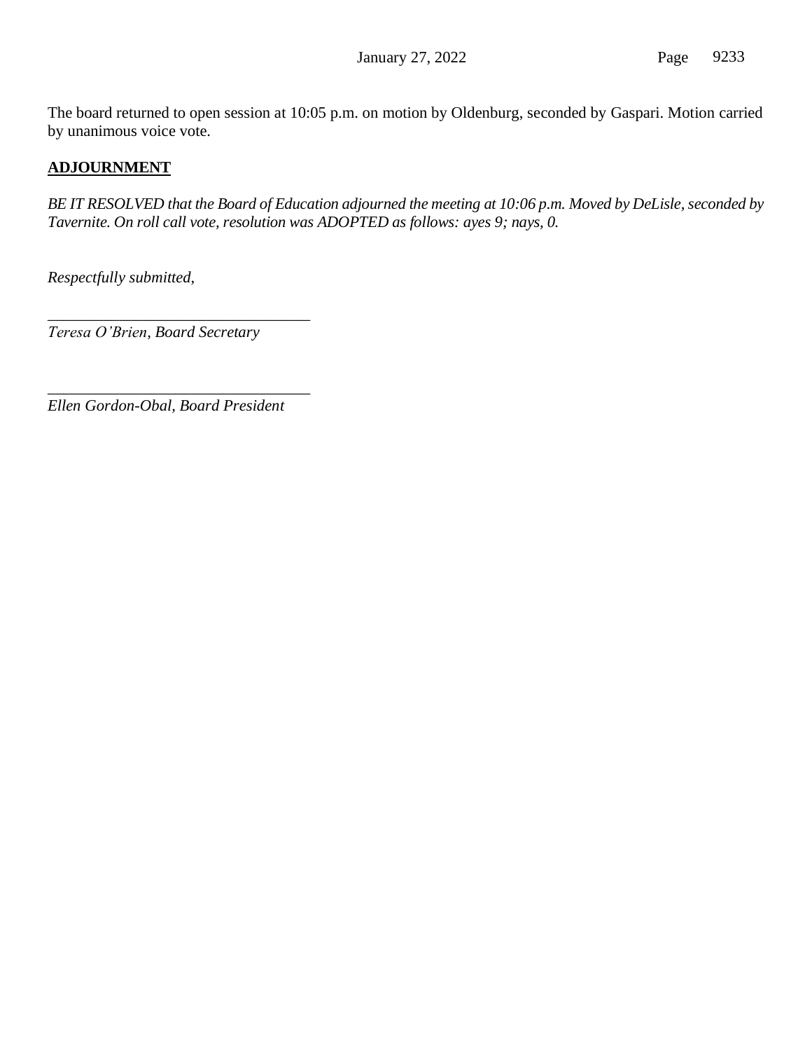The board returned to open session at 10:05 p.m. on motion by Oldenburg, seconded by Gaspari. Motion carried by unanimous voice vote.

## ADJOURNMENT

*BE IT RESOLVED that the Board of Education adjourned the meeting at 10:06 p.m. Moved by DeLisle, seconded by Tavernite. On roll call vote, resolution was ADOPTED as follows: ayes 9; nays, 0.*

*Respectfully submitted,*

_________________________________
*Teresa O'Brien, Board Secretary*

_________________________________
*Ellen Gordon-Obal, Board President*